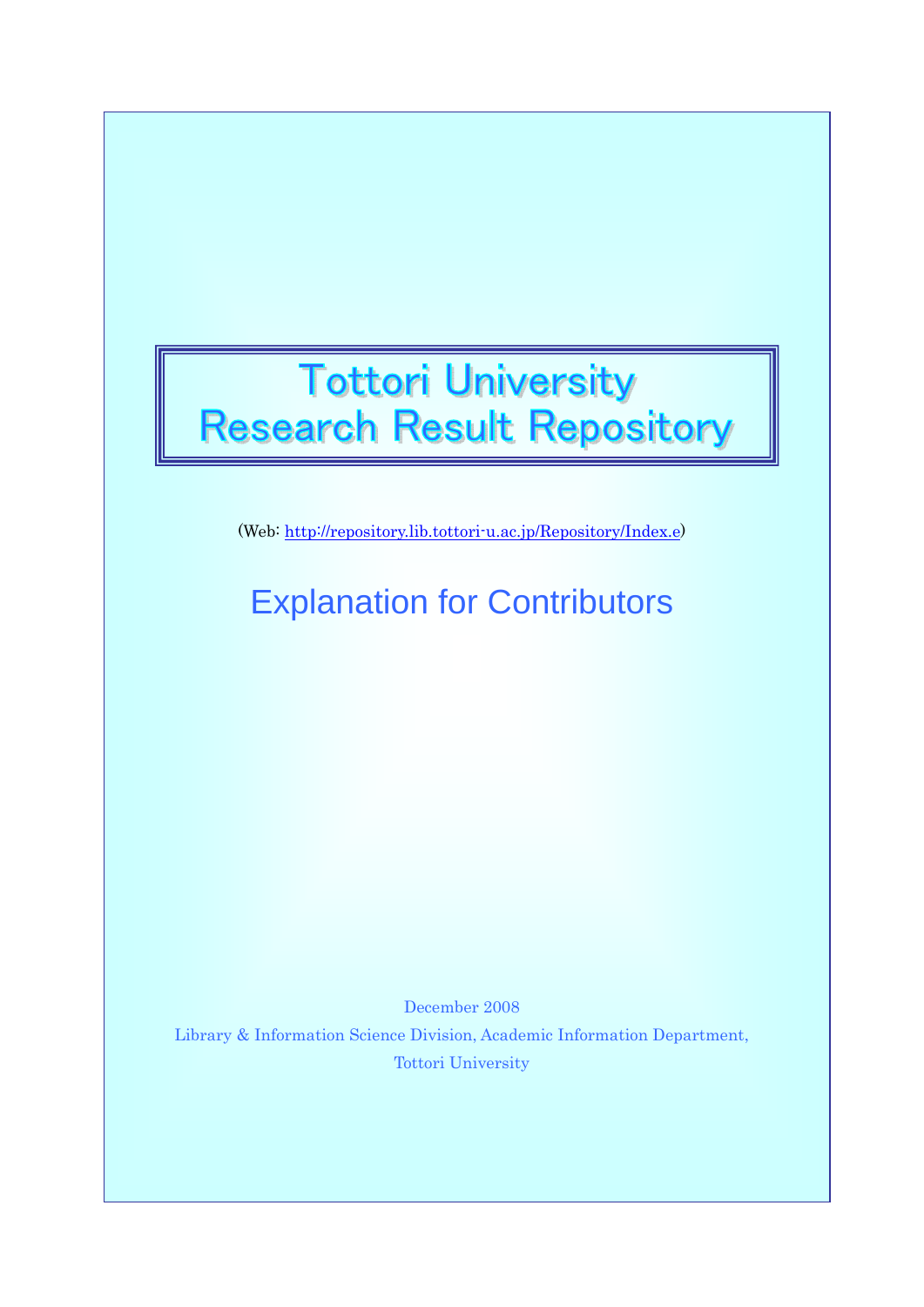# Tottori University Research Result Repository

(Web: http://repository.lib.tottori-u.ac.jp/Repository/Index.e)

## Explanation for Contributors

December 2008

Library & Information Science Division, Academic Information Department,

Tottori University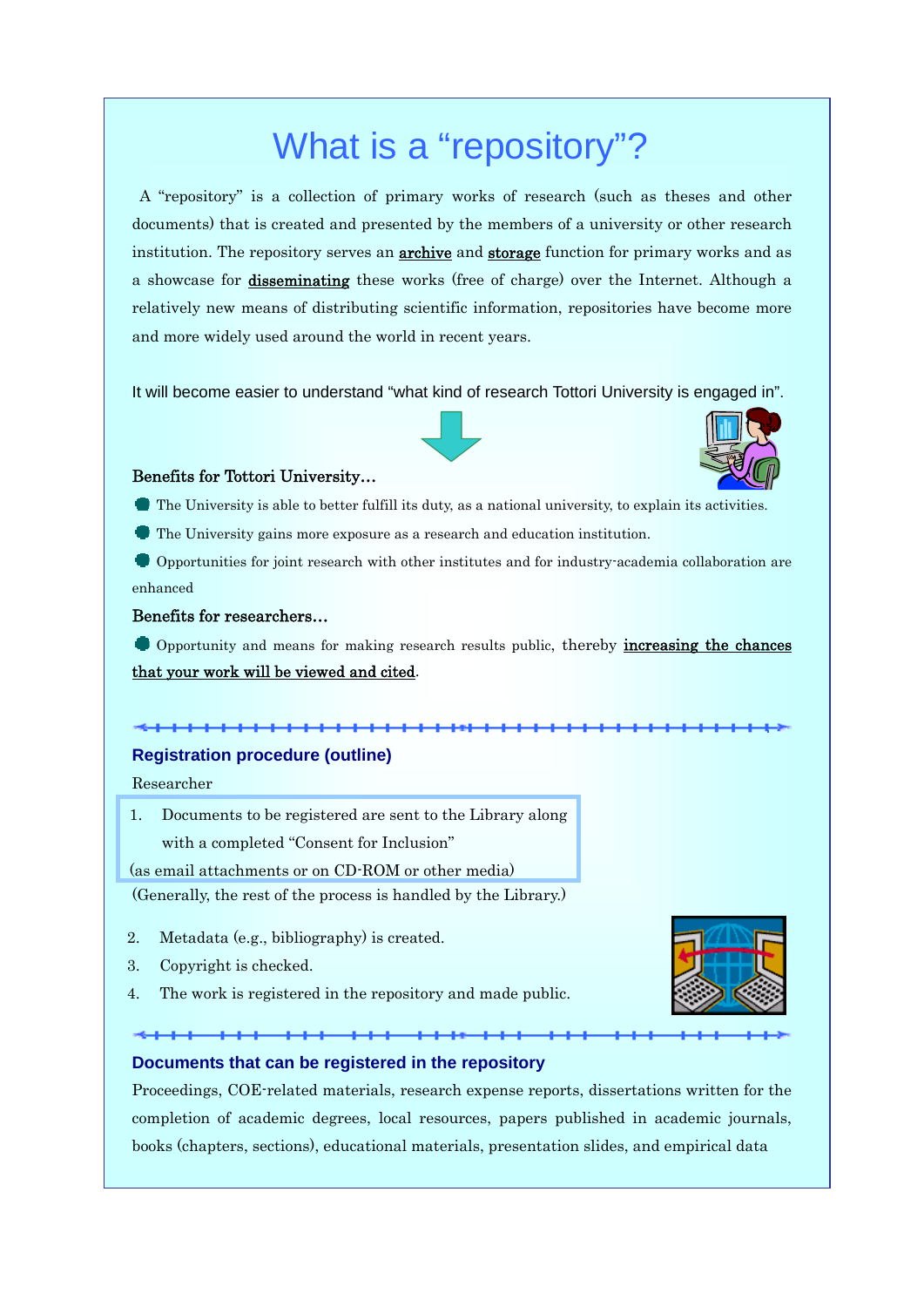# What is a “repository”?

A “repository” is a collection of primary works of research (such as theses and other documents) that is created and presented by the members of a university or other research institution. The repository serves an <u>**archive**</u> and <u>**storage**</u> function for primary works and as a showcase for <u>**disseminating**</u> these works (free of charge) over the Internet. Although a relatively new means of distributing scientific information, repositories have become more and more widely used around the world in recent years.

It will become easier to understand “what kind of research Tottori University is engaged in”.

**Benefits for Tottori University…**

- The University is able to better fulfill its duty, as a national university, to explain its activities.
- The University gains more exposure as a research and education institution.
- Opportunities for joint research with other institutes and for industry-academia collaboration are enhanced

**Benefits for researchers…**

- Opportunity and means for making research results public, thereby <u>increasing the chances that your work will be viewed and cited</u>.

## Registration procedure (outline)

Researcher

1. Documents to be registered are sent to the Library along with a completed “Consent for Inclusion”

(as email attachments or on CD-ROM or other media)

(Generally, the rest of the process is handled by the Library.)

2. Metadata (e.g., bibliography) is created.
3. Copyright is checked.
4. The work is registered in the repository and made public.

## Documents that can be registered in the repository

Proceedings, COE-related materials, research expense reports, dissertations written for the completion of academic degrees, local resources, papers published in academic journals, books (chapters, sections), educational materials, presentation slides, and empirical data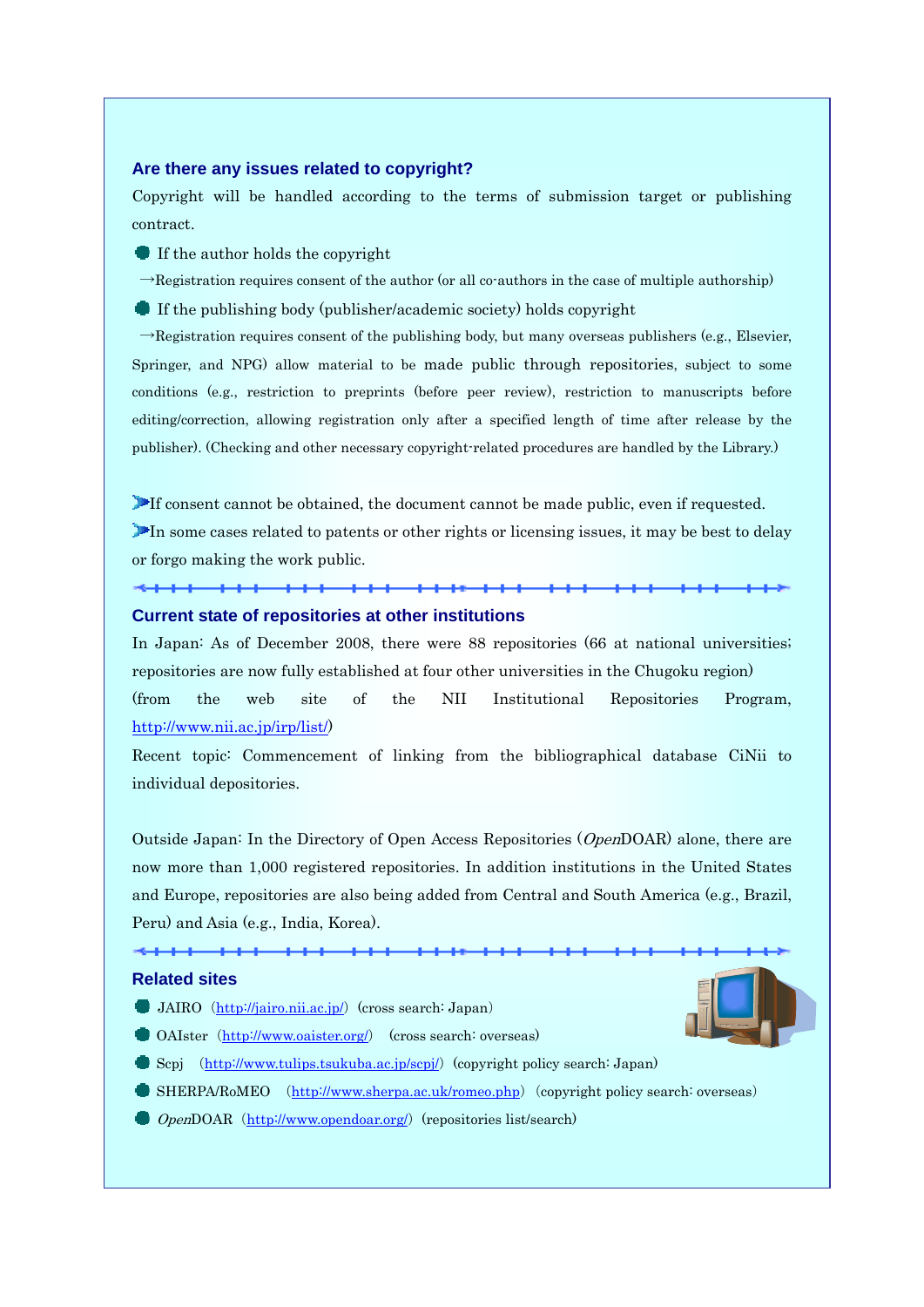## Are there any issues related to copyright?

Copyright will be handled according to the terms of submission target or publishing contract.

- If the author holds the copyright
  →Registration requires consent of the author (or all co-authors in the case of multiple authorship)
- If the publishing body (publisher/academic society) holds copyright
  →Registration requires consent of the publishing body, but many overseas publishers (e.g., Elsevier, Springer, and NPG) allow material to be made public through repositories, subject to some conditions (e.g., restriction to preprints (before peer review), restriction to manuscripts before editing/correction, allowing registration only after a specified length of time after release by the publisher). (Checking and other necessary copyright-related procedures are handled by the Library.)

- If consent cannot be obtained, the document cannot be made public, even if requested.
- In some cases related to patents or other rights or licensing issues, it may be best to delay or forgo making the work public.

## Current state of repositories at other institutions

In Japan: As of December 2008, there were 88 repositories (66 at national universities; repositories are now fully established at four other universities in the Chugoku region) (from the web site of the NII Institutional Repositories Program, http://www.nii.ac.jp/irp/list/)

Recent topic: Commencement of linking from the bibliographical database CiNii to individual depositories.

Outside Japan: In the Directory of Open Access Repositories (*Open*DOAR) alone, there are now more than 1,000 registered repositories. In addition institutions in the United States and Europe, repositories are also being added from Central and South America (e.g., Brazil, Peru) and Asia (e.g., India, Korea).

## Related sites

- JAIRO (http://jairo.nii.ac.jp/) (cross search: Japan)
- OAIster (http://www.oaister.org/) (cross search: overseas)
- Scpj (http://www.tulips.tsukuba.ac.jp/scpj/) (copyright policy search: Japan)
- SHERPA/RoMEO (http://www.sherpa.ac.uk/romeo.php) (copyright policy search: overseas)
- *Open*DOAR (http://www.opendoar.org/) (repositories list/search)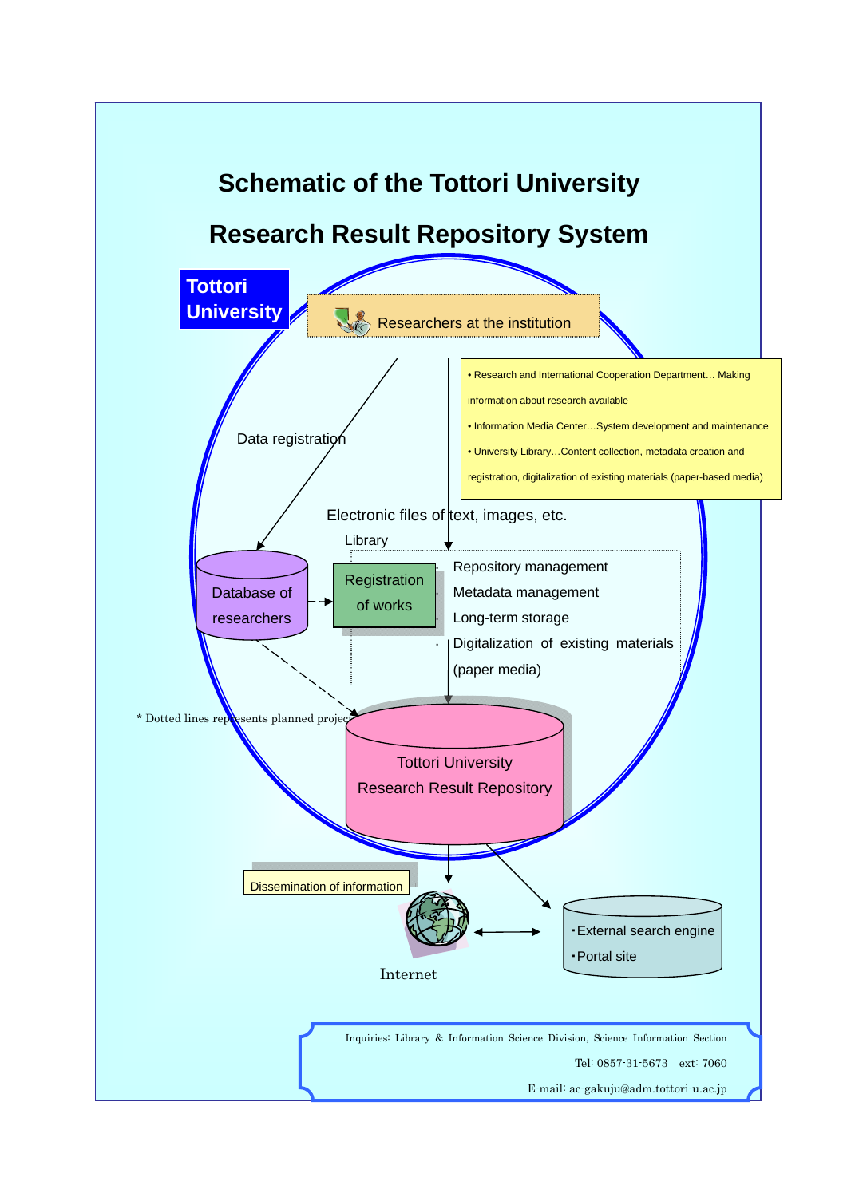# Schematic of the Tottori University Research Result Repository System

**Tottori University**

Researchers at the institution

- Research and International Cooperation Department… Making information about research available
- Information Media Center…System development and maintenance
- University Library…Content collection, metadata creation and registration, digitalization of existing materials (paper-based media)

Data registration

Electronic files of text, images, etc.

Library

Database of researchers

Registration of works

- Repository management
- Metadata management
- Long-term storage
- Digitalization of existing materials (paper media)

\* Dotted lines represents planned project

Tottori University Research Result Repository

Dissemination of information

Internet

・External search engine
・Portal site

Inquiries: Library & Information Science Division, Science Information Section

Tel: 0857-31-5673 ext: 7060

E-mail: ac-gakuju@adm.tottori-u.ac.jp